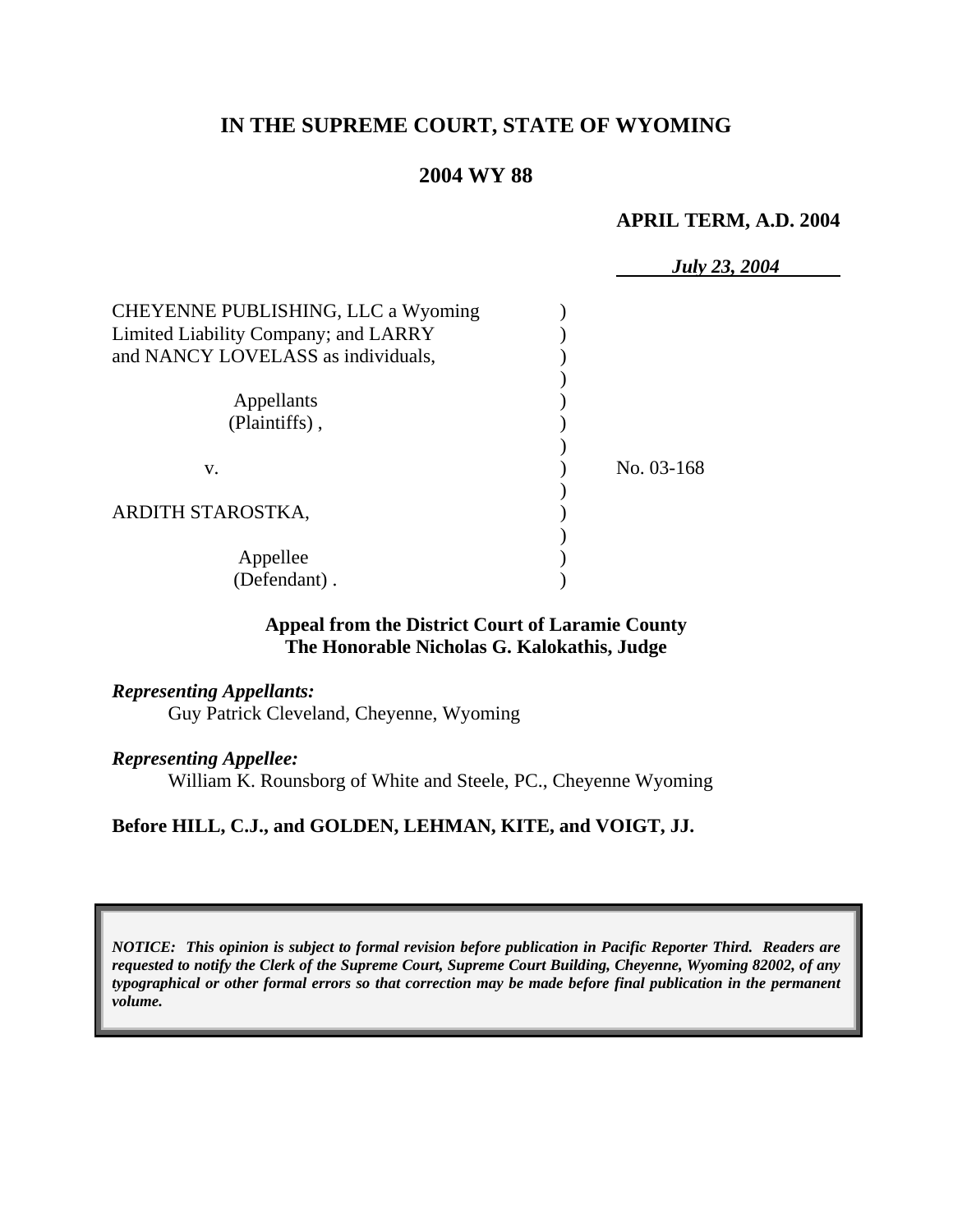# IN THE SUPREME COURT, STATE OF WYOMING

## 2004 WY 88

**APRIL TERM, A.D. 2004**

*July 23, 2004*

CHEYENNE PUBLISHING, LLC a Wyoming Limited Liability Company; and LARRY and NANCY LOVELASS as individuals,

Appellants (Plaintiffs) ,

v.

ARDITH STAROSTKA,

Appellee (Defendant) .

No. 03-168

**Appeal from the District Court of Laramie County**
**The Honorable Nicholas G. Kalokathis, Judge**

***Representing Appellants:***

Guy Patrick Cleveland, Cheyenne, Wyoming

***Representing Appellee:***

William K. Rounsborg of White and Steele, PC., Cheyenne Wyoming

**Before HILL, C.J., and GOLDEN, LEHMAN, KITE, and VOIGT, JJ.**

***NOTICE: This opinion is subject to formal revision before publication in Pacific Reporter Third. Readers are requested to notify the Clerk of the Supreme Court, Supreme Court Building, Cheyenne, Wyoming 82002, of any typographical or other formal errors so that correction may be made before final publication in the permanent volume.***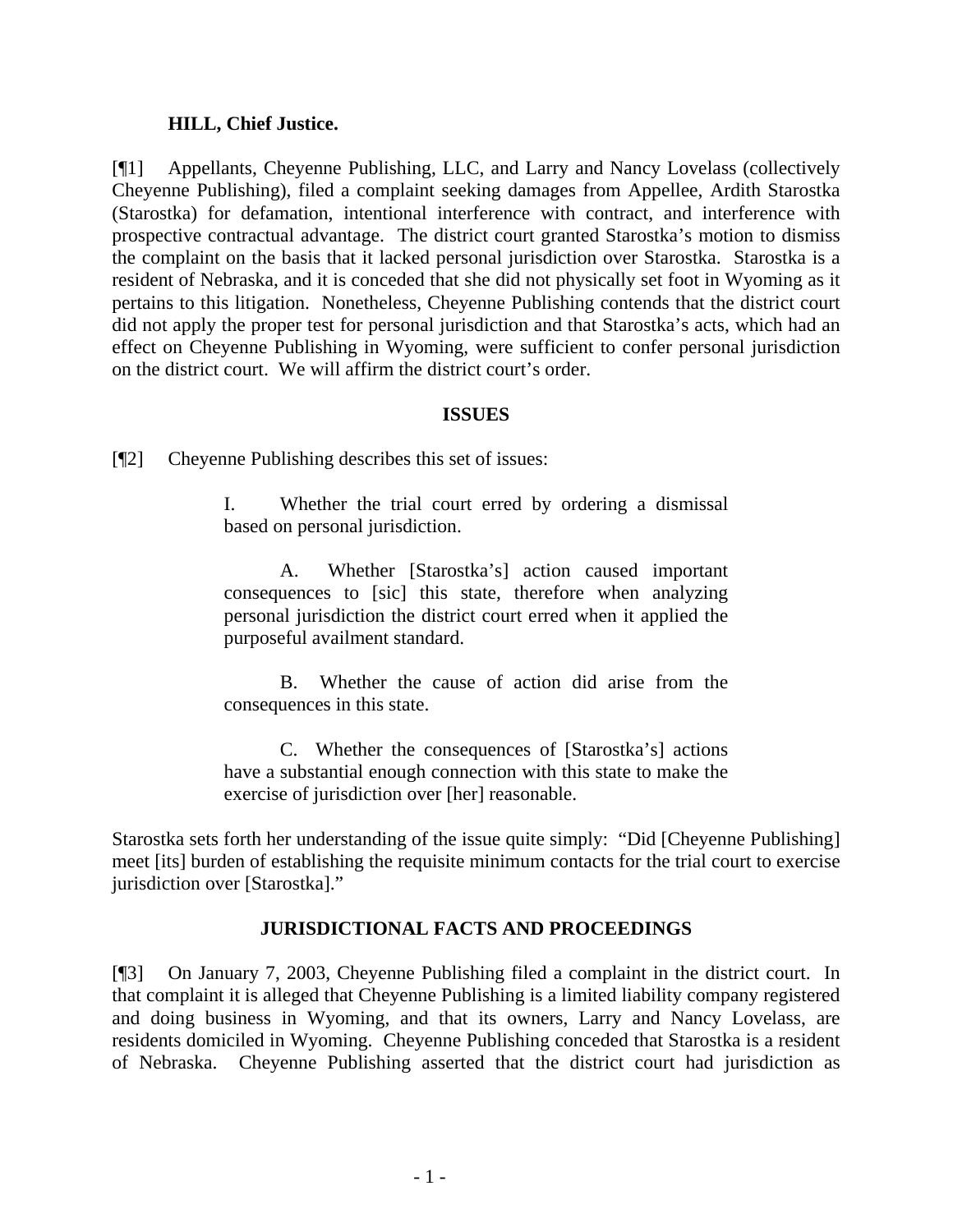**HILL, Chief Justice.**

[¶1] Appellants, Cheyenne Publishing, LLC, and Larry and Nancy Lovelass (collectively Cheyenne Publishing), filed a complaint seeking damages from Appellee, Ardith Starostka (Starostka) for defamation, intentional interference with contract, and interference with prospective contractual advantage. The district court granted Starostka's motion to dismiss the complaint on the basis that it lacked personal jurisdiction over Starostka. Starostka is a resident of Nebraska, and it is conceded that she did not physically set foot in Wyoming as it pertains to this litigation. Nonetheless, Cheyenne Publishing contends that the district court did not apply the proper test for personal jurisdiction and that Starostka's acts, which had an effect on Cheyenne Publishing in Wyoming, were sufficient to confer personal jurisdiction on the district court. We will affirm the district court's order.

## ISSUES

[¶2] Cheyenne Publishing describes this set of issues:

> I. Whether the trial court erred by ordering a dismissal based on personal jurisdiction.
>
> A. Whether [Starostka's] action caused important consequences to [sic] this state, therefore when analyzing personal jurisdiction the district court erred when it applied the purposeful availment standard.
>
> B. Whether the cause of action did arise from the consequences in this state.
>
> C. Whether the consequences of [Starostka's] actions have a substantial enough connection with this state to make the exercise of jurisdiction over [her] reasonable.

Starostka sets forth her understanding of the issue quite simply: "Did [Cheyenne Publishing] meet [its] burden of establishing the requisite minimum contacts for the trial court to exercise jurisdiction over [Starostka]."

## JURISDICTIONAL FACTS AND PROCEEDINGS

[¶3] On January 7, 2003, Cheyenne Publishing filed a complaint in the district court. In that complaint it is alleged that Cheyenne Publishing is a limited liability company registered and doing business in Wyoming, and that its owners, Larry and Nancy Lovelass, are residents domiciled in Wyoming. Cheyenne Publishing conceded that Starostka is a resident of Nebraska. Cheyenne Publishing asserted that the district court had jurisdiction as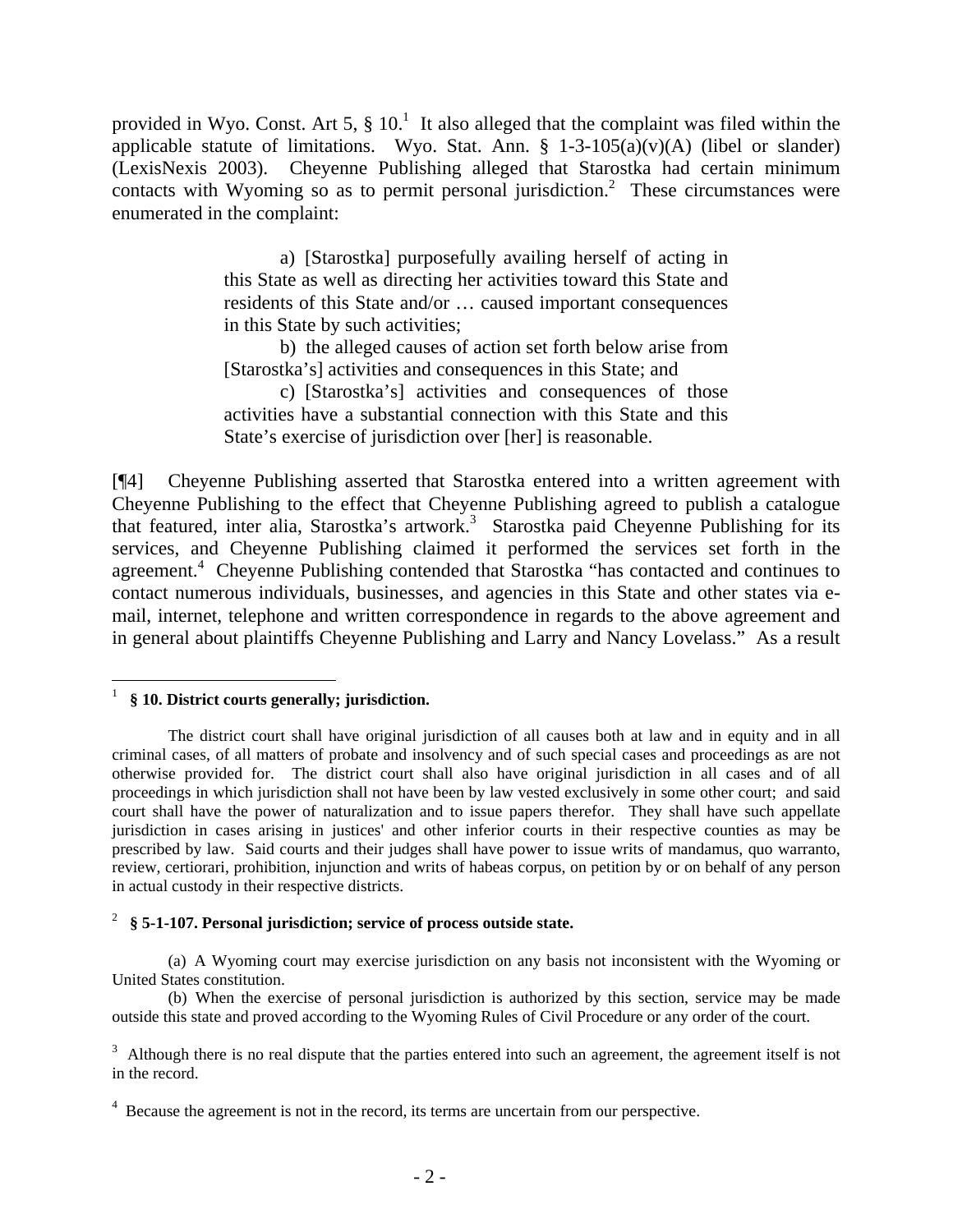provided in Wyo. Const. Art 5, § 10.[1] It also alleged that the complaint was filed within the applicable statute of limitations. Wyo. Stat. Ann. § 1-3-105(a)(v)(A) (libel or slander) (LexisNexis 2003). Cheyenne Publishing alleged that Starostka had certain minimum contacts with Wyoming so as to permit personal jurisdiction.[2] These circumstances were enumerated in the complaint:

> a) [Starostka] purposefully availing herself of acting in this State as well as directing her activities toward this State and residents of this State and/or … caused important consequences in this State by such activities;
>
> b) the alleged causes of action set forth below arise from [Starostka's] activities and consequences in this State; and
>
> c) [Starostka's] activities and consequences of those activities have a substantial connection with this State and this State's exercise of jurisdiction over [her] is reasonable.

[¶4] Cheyenne Publishing asserted that Starostka entered into a written agreement with Cheyenne Publishing to the effect that Cheyenne Publishing agreed to publish a catalogue that featured, inter alia, Starostka's artwork.[3] Starostka paid Cheyenne Publishing for its services, and Cheyenne Publishing claimed it performed the services set forth in the agreement.[4] Cheyenne Publishing contended that Starostka "has contacted and continues to contact numerous individuals, businesses, and agencies in this State and other states via e-mail, internet, telephone and written correspondence in regards to the above agreement and in general about plaintiffs Cheyenne Publishing and Larry and Nancy Lovelass." As a result

---

[1] **§ 10. District courts generally; jurisdiction.**

The district court shall have original jurisdiction of all causes both at law and in equity and in all criminal cases, of all matters of probate and insolvency and of such special cases and proceedings as are not otherwise provided for. The district court shall also have original jurisdiction in all cases and of all proceedings in which jurisdiction shall not have been by law vested exclusively in some other court; and said court shall have the power of naturalization and to issue papers therefor. They shall have such appellate jurisdiction in cases arising in justices' and other inferior courts in their respective counties as may be prescribed by law. Said courts and their judges shall have power to issue writs of mandamus, quo warranto, review, certiorari, prohibition, injunction and writs of habeas corpus, on petition by or on behalf of any person in actual custody in their respective districts.

[2] **§ 5-1-107. Personal jurisdiction; service of process outside state.**

(a) A Wyoming court may exercise jurisdiction on any basis not inconsistent with the Wyoming or United States constitution.

(b) When the exercise of personal jurisdiction is authorized by this section, service may be made outside this state and proved according to the Wyoming Rules of Civil Procedure or any order of the court.

[3] Although there is no real dispute that the parties entered into such an agreement, the agreement itself is not in the record.

[4] Because the agreement is not in the record, its terms are uncertain from our perspective.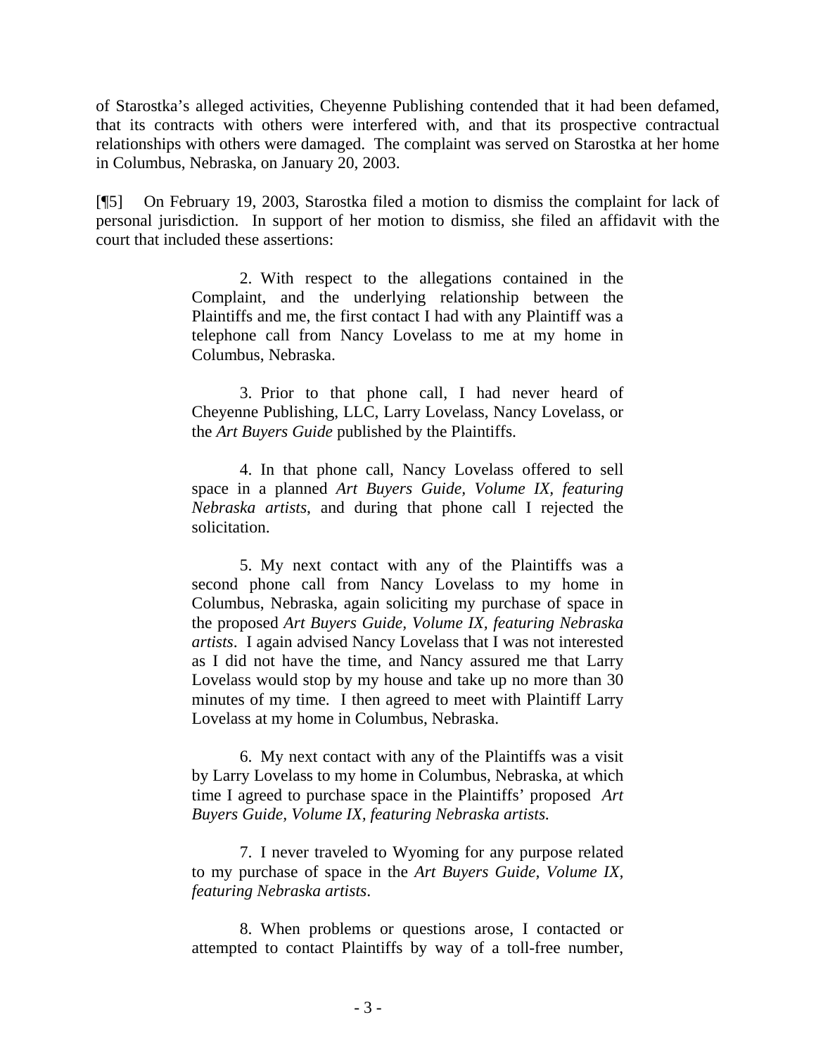of Starostka's alleged activities, Cheyenne Publishing contended that it had been defamed, that its contracts with others were interfered with, and that its prospective contractual relationships with others were damaged. The complaint was served on Starostka at her home in Columbus, Nebraska, on January 20, 2003.

[¶5] On February 19, 2003, Starostka filed a motion to dismiss the complaint for lack of personal jurisdiction. In support of her motion to dismiss, she filed an affidavit with the court that included these assertions:

> 2. With respect to the allegations contained in the Complaint, and the underlying relationship between the Plaintiffs and me, the first contact I had with any Plaintiff was a telephone call from Nancy Lovelass to me at my home in Columbus, Nebraska.
>
> 3. Prior to that phone call, I had never heard of Cheyenne Publishing, LLC, Larry Lovelass, Nancy Lovelass, or the *Art Buyers Guide* published by the Plaintiffs.
>
> 4. In that phone call, Nancy Lovelass offered to sell space in a planned *Art Buyers Guide, Volume IX, featuring Nebraska artists*, and during that phone call I rejected the solicitation.
>
> 5. My next contact with any of the Plaintiffs was a second phone call from Nancy Lovelass to my home in Columbus, Nebraska, again soliciting my purchase of space in the proposed *Art Buyers Guide, Volume IX, featuring Nebraska artists*. I again advised Nancy Lovelass that I was not interested as I did not have the time, and Nancy assured me that Larry Lovelass would stop by my house and take up no more than 30 minutes of my time. I then agreed to meet with Plaintiff Larry Lovelass at my home in Columbus, Nebraska.
>
> 6. My next contact with any of the Plaintiffs was a visit by Larry Lovelass to my home in Columbus, Nebraska, at which time I agreed to purchase space in the Plaintiffs' proposed *Art Buyers Guide, Volume IX, featuring Nebraska artists.*
>
> 7. I never traveled to Wyoming for any purpose related to my purchase of space in the *Art Buyers Guide, Volume IX, featuring Nebraska artists*.
>
> 8. When problems or questions arose, I contacted or attempted to contact Plaintiffs by way of a toll-free number,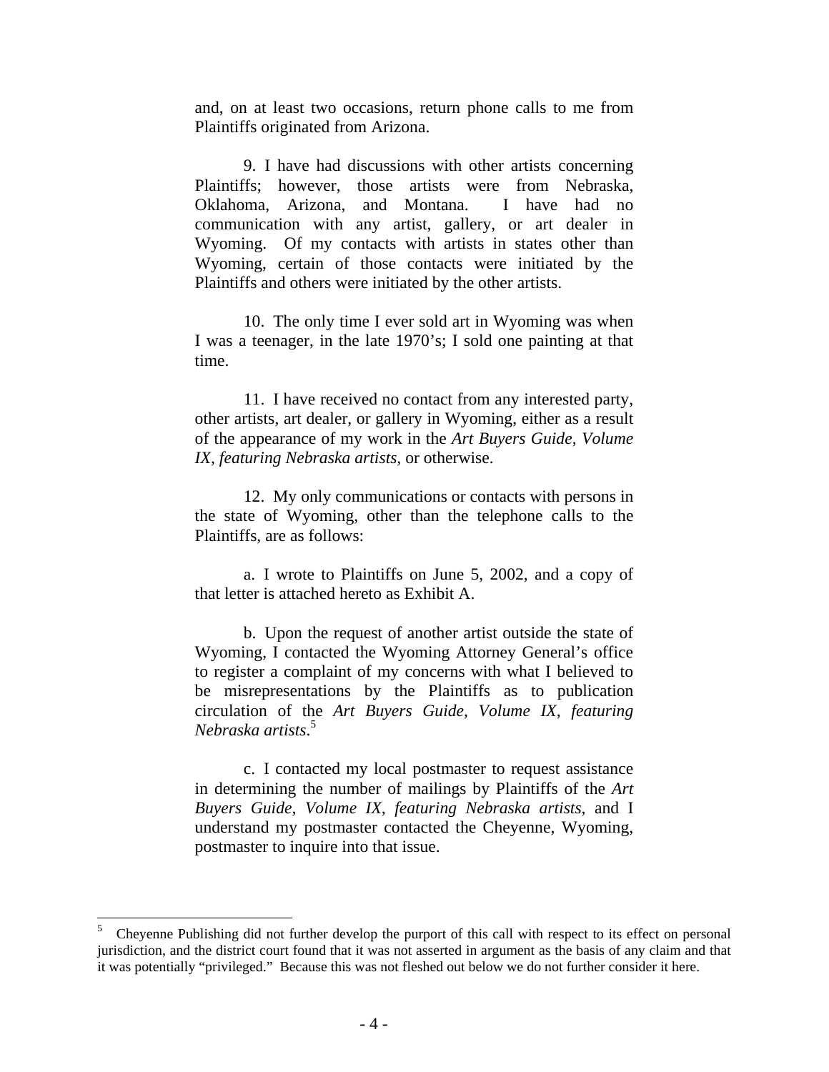and, on at least two occasions, return phone calls to me from Plaintiffs originated from Arizona.

9. I have had discussions with other artists concerning Plaintiffs; however, those artists were from Nebraska, Oklahoma, Arizona, and Montana. I have had no communication with any artist, gallery, or art dealer in Wyoming. Of my contacts with artists in states other than Wyoming, certain of those contacts were initiated by the Plaintiffs and others were initiated by the other artists.

10. The only time I ever sold art in Wyoming was when I was a teenager, in the late 1970's; I sold one painting at that time.

11. I have received no contact from any interested party, other artists, art dealer, or gallery in Wyoming, either as a result of the appearance of my work in the *Art Buyers Guide, Volume IX, featuring Nebraska artists*, or otherwise.

12. My only communications or contacts with persons in the state of Wyoming, other than the telephone calls to the Plaintiffs, are as follows:

a. I wrote to Plaintiffs on June 5, 2002, and a copy of that letter is attached hereto as Exhibit A.

b. Upon the request of another artist outside the state of Wyoming, I contacted the Wyoming Attorney General's office to register a complaint of my concerns with what I believed to be misrepresentations by the Plaintiffs as to publication circulation of the *Art Buyers Guide, Volume IX, featuring Nebraska artists*.[5]

c. I contacted my local postmaster to request assistance in determining the number of mailings by Plaintiffs of the *Art Buyers Guide, Volume IX, featuring Nebraska artists*, and I understand my postmaster contacted the Cheyenne, Wyoming, postmaster to inquire into that issue.

---

[5] Cheyenne Publishing did not further develop the purport of this call with respect to its effect on personal jurisdiction, and the district court found that it was not asserted in argument as the basis of any claim and that it was potentially "privileged." Because this was not fleshed out below we do not further consider it here.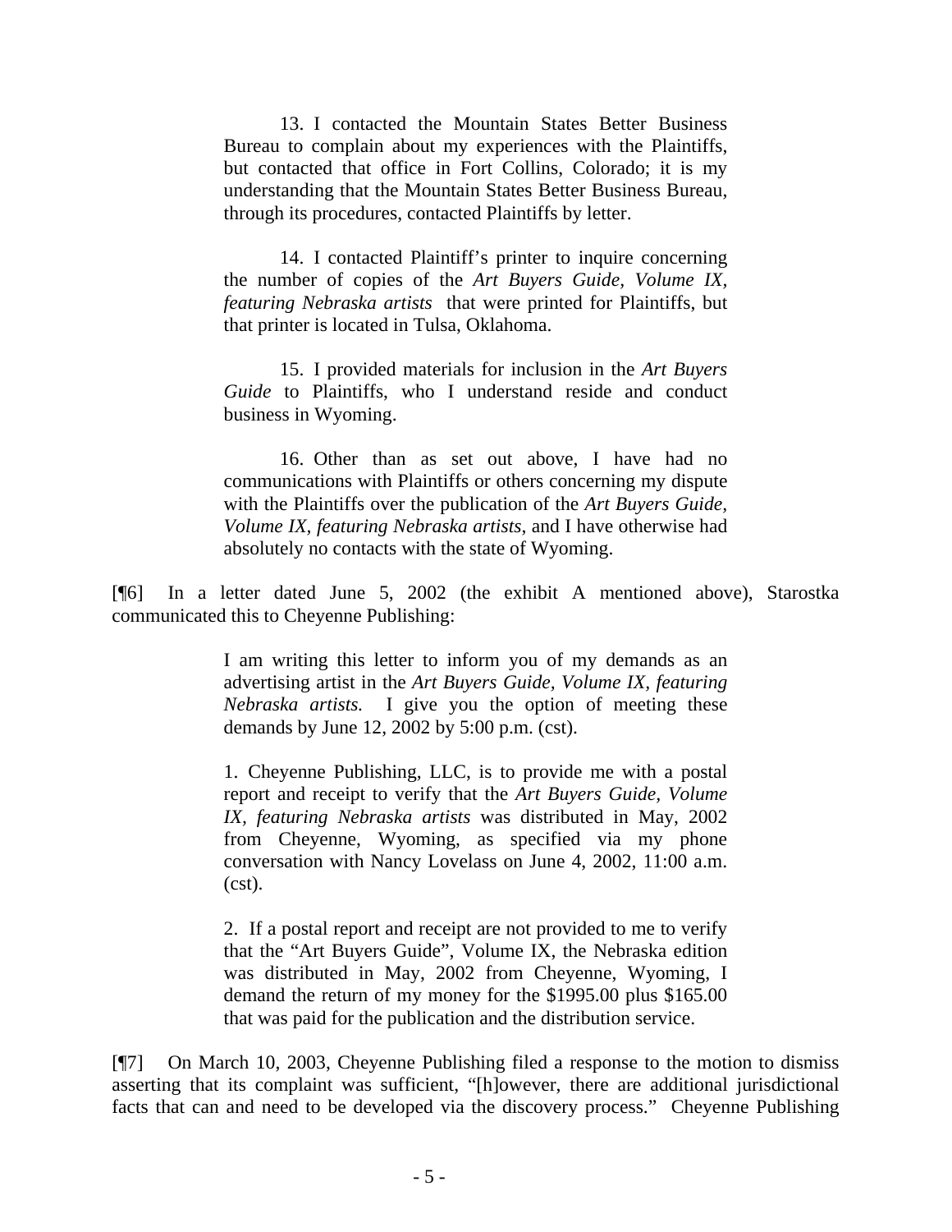> 13. I contacted the Mountain States Better Business Bureau to complain about my experiences with the Plaintiffs, but contacted that office in Fort Collins, Colorado; it is my understanding that the Mountain States Better Business Bureau, through its procedures, contacted Plaintiffs by letter.
>
> 14. I contacted Plaintiff's printer to inquire concerning the number of copies of the *Art Buyers Guide, Volume IX, featuring Nebraska artists* that were printed for Plaintiffs, but that printer is located in Tulsa, Oklahoma.
>
> 15. I provided materials for inclusion in the *Art Buyers Guide* to Plaintiffs, who I understand reside and conduct business in Wyoming.
>
> 16. Other than as set out above, I have had no communications with Plaintiffs or others concerning my dispute with the Plaintiffs over the publication of the *Art Buyers Guide, Volume IX, featuring Nebraska artists,* and I have otherwise had absolutely no contacts with the state of Wyoming.

[¶6] In a letter dated June 5, 2002 (the exhibit A mentioned above), Starostka communicated this to Cheyenne Publishing:

> I am writing this letter to inform you of my demands as an advertising artist in the *Art Buyers Guide, Volume IX, featuring Nebraska artists.* I give you the option of meeting these demands by June 12, 2002 by 5:00 p.m. (cst).
>
> 1. Cheyenne Publishing, LLC, is to provide me with a postal report and receipt to verify that the *Art Buyers Guide, Volume IX, featuring Nebraska artists* was distributed in May, 2002 from Cheyenne, Wyoming, as specified via my phone conversation with Nancy Lovelass on June 4, 2002, 11:00 a.m. (cst).
>
> 2. If a postal report and receipt are not provided to me to verify that the "Art Buyers Guide", Volume IX, the Nebraska edition was distributed in May, 2002 from Cheyenne, Wyoming, I demand the return of my money for the $1995.00 plus $165.00 that was paid for the publication and the distribution service.

[¶7] On March 10, 2003, Cheyenne Publishing filed a response to the motion to dismiss asserting that its complaint was sufficient, "[h]owever, there are additional jurisdictional facts that can and need to be developed via the discovery process." Cheyenne Publishing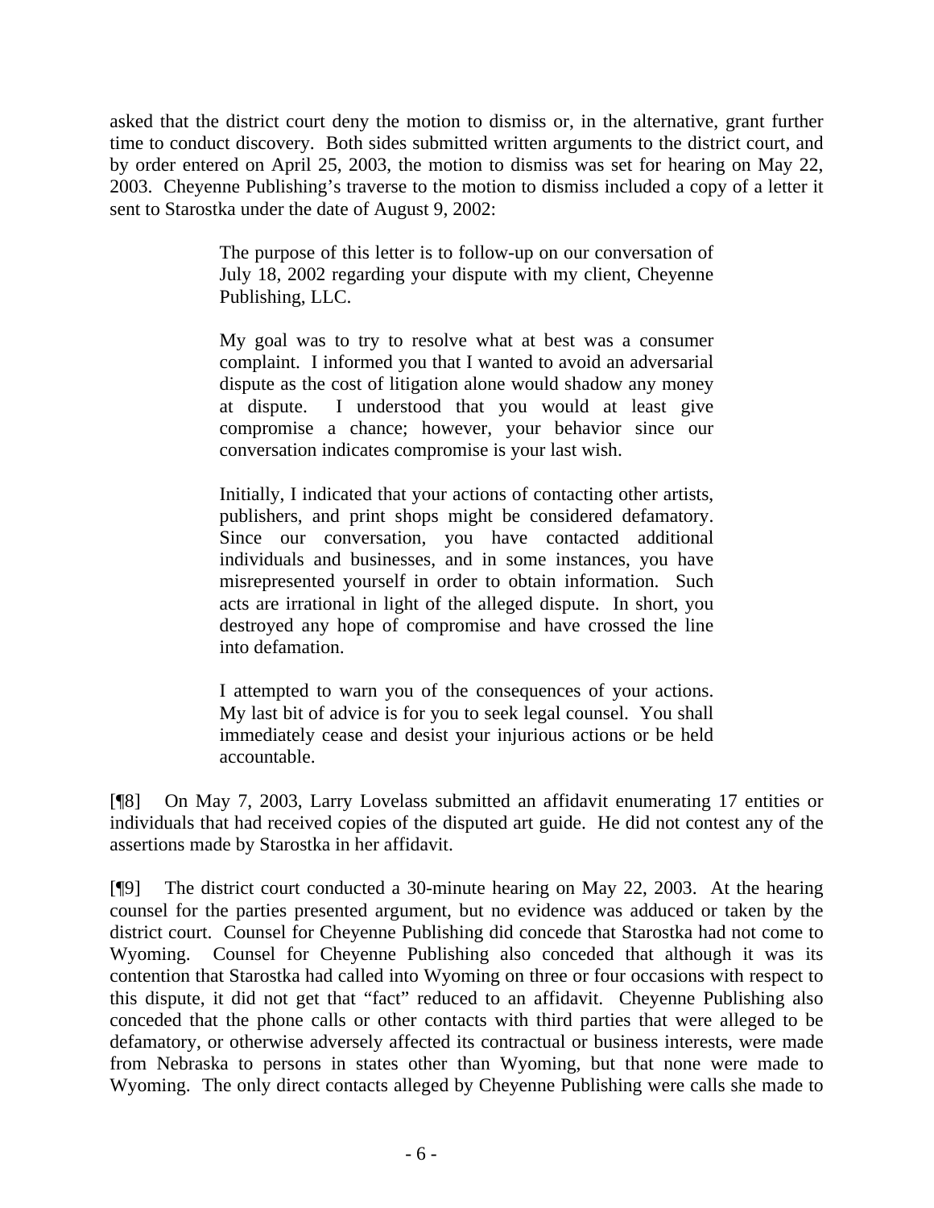asked that the district court deny the motion to dismiss or, in the alternative, grant further time to conduct discovery. Both sides submitted written arguments to the district court, and by order entered on April 25, 2003, the motion to dismiss was set for hearing on May 22, 2003. Cheyenne Publishing's traverse to the motion to dismiss included a copy of a letter it sent to Starostka under the date of August 9, 2002:

> The purpose of this letter is to follow-up on our conversation of July 18, 2002 regarding your dispute with my client, Cheyenne Publishing, LLC.
>
> My goal was to try to resolve what at best was a consumer complaint. I informed you that I wanted to avoid an adversarial dispute as the cost of litigation alone would shadow any money at dispute. I understood that you would at least give compromise a chance; however, your behavior since our conversation indicates compromise is your last wish.
>
> Initially, I indicated that your actions of contacting other artists, publishers, and print shops might be considered defamatory. Since our conversation, you have contacted additional individuals and businesses, and in some instances, you have misrepresented yourself in order to obtain information. Such acts are irrational in light of the alleged dispute. In short, you destroyed any hope of compromise and have crossed the line into defamation.
>
> I attempted to warn you of the consequences of your actions. My last bit of advice is for you to seek legal counsel. You shall immediately cease and desist your injurious actions or be held accountable.

[¶8] On May 7, 2003, Larry Lovelass submitted an affidavit enumerating 17 entities or individuals that had received copies of the disputed art guide. He did not contest any of the assertions made by Starostka in her affidavit.

[¶9] The district court conducted a 30-minute hearing on May 22, 2003. At the hearing counsel for the parties presented argument, but no evidence was adduced or taken by the district court. Counsel for Cheyenne Publishing did concede that Starostka had not come to Wyoming. Counsel for Cheyenne Publishing also conceded that although it was its contention that Starostka had called into Wyoming on three or four occasions with respect to this dispute, it did not get that "fact" reduced to an affidavit. Cheyenne Publishing also conceded that the phone calls or other contacts with third parties that were alleged to be defamatory, or otherwise adversely affected its contractual or business interests, were made from Nebraska to persons in states other than Wyoming, but that none were made to Wyoming. The only direct contacts alleged by Cheyenne Publishing were calls she made to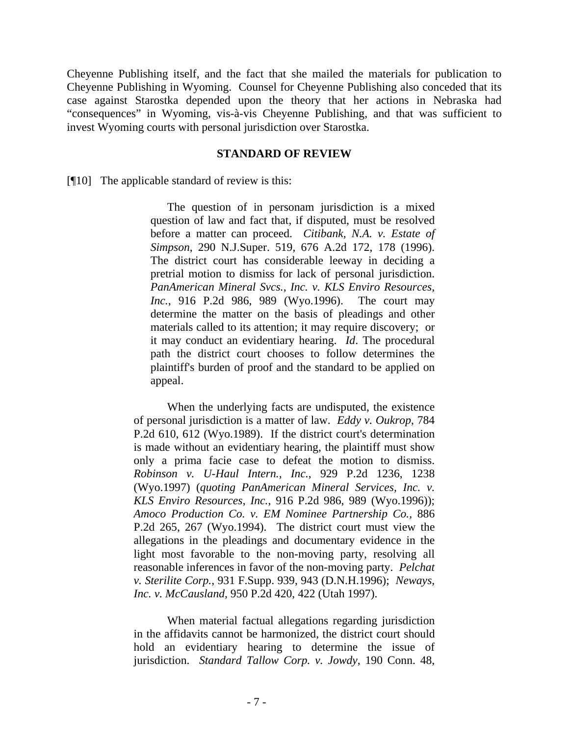Cheyenne Publishing itself, and the fact that she mailed the materials for publication to Cheyenne Publishing in Wyoming. Counsel for Cheyenne Publishing also conceded that its case against Starostka depended upon the theory that her actions in Nebraska had "consequences" in Wyoming, vis-à-vis Cheyenne Publishing, and that was sufficient to invest Wyoming courts with personal jurisdiction over Starostka.

## STANDARD OF REVIEW

[¶10] The applicable standard of review is this:

> The question of in personam jurisdiction is a mixed question of law and fact that, if disputed, must be resolved before a matter can proceed. *Citibank, N.A. v. Estate of Simpson*, 290 N.J.Super. 519, 676 A.2d 172, 178 (1996). The district court has considerable leeway in deciding a pretrial motion to dismiss for lack of personal jurisdiction. *PanAmerican Mineral Svcs., Inc. v. KLS Enviro Resources, Inc.*, 916 P.2d 986, 989 (Wyo.1996). The court may determine the matter on the basis of pleadings and other materials called to its attention; it may require discovery; or it may conduct an evidentiary hearing. *Id*. The procedural path the district court chooses to follow determines the plaintiff's burden of proof and the standard to be applied on appeal.
>
> When the underlying facts are undisputed, the existence of personal jurisdiction is a matter of law. *Eddy v. Oukrop*, 784 P.2d 610, 612 (Wyo.1989). If the district court's determination is made without an evidentiary hearing, the plaintiff must show only a prima facie case to defeat the motion to dismiss. *Robinson v. U-Haul Intern., Inc.*, 929 P.2d 1236, 1238 (Wyo.1997) (*quoting PanAmerican Mineral Services, Inc. v. KLS Enviro Resources, Inc.*, 916 P.2d 986, 989 (Wyo.1996)); *Amoco Production Co. v. EM Nominee Partnership Co.*, 886 P.2d 265, 267 (Wyo.1994). The district court must view the allegations in the pleadings and documentary evidence in the light most favorable to the non-moving party, resolving all reasonable inferences in favor of the non-moving party. *Pelchat v. Sterilite Corp.*, 931 F.Supp. 939, 943 (D.N.H.1996); *Neways, Inc. v. McCausland*, 950 P.2d 420, 422 (Utah 1997).
>
> When material factual allegations regarding jurisdiction in the affidavits cannot be harmonized, the district court should hold an evidentiary hearing to determine the issue of jurisdiction. *Standard Tallow Corp. v. Jowdy*, 190 Conn. 48,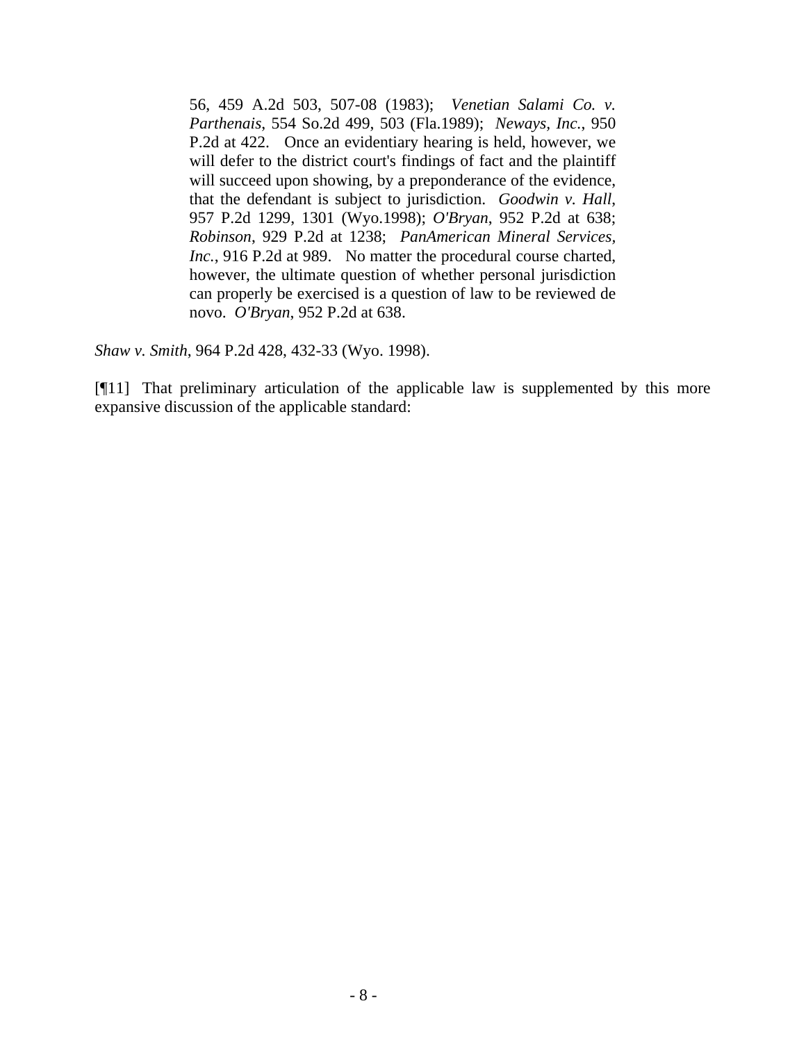> 56, 459 A.2d 503, 507-08 (1983); *Venetian Salami Co. v. Parthenais*, 554 So.2d 499, 503 (Fla.1989); *Neways, Inc.*, 950 P.2d at 422. Once an evidentiary hearing is held, however, we will defer to the district court's findings of fact and the plaintiff will succeed upon showing, by a preponderance of the evidence, that the defendant is subject to jurisdiction. *Goodwin v. Hall*, 957 P.2d 1299, 1301 (Wyo.1998); *O'Bryan*, 952 P.2d at 638; *Robinson*, 929 P.2d at 1238; *PanAmerican Mineral Services, Inc.*, 916 P.2d at 989. No matter the procedural course charted, however, the ultimate question of whether personal jurisdiction can properly be exercised is a question of law to be reviewed de novo. *O'Bryan*, 952 P.2d at 638.

*Shaw v. Smith*, 964 P.2d 428, 432-33 (Wyo. 1998).

[¶11] That preliminary articulation of the applicable law is supplemented by this more expansive discussion of the applicable standard: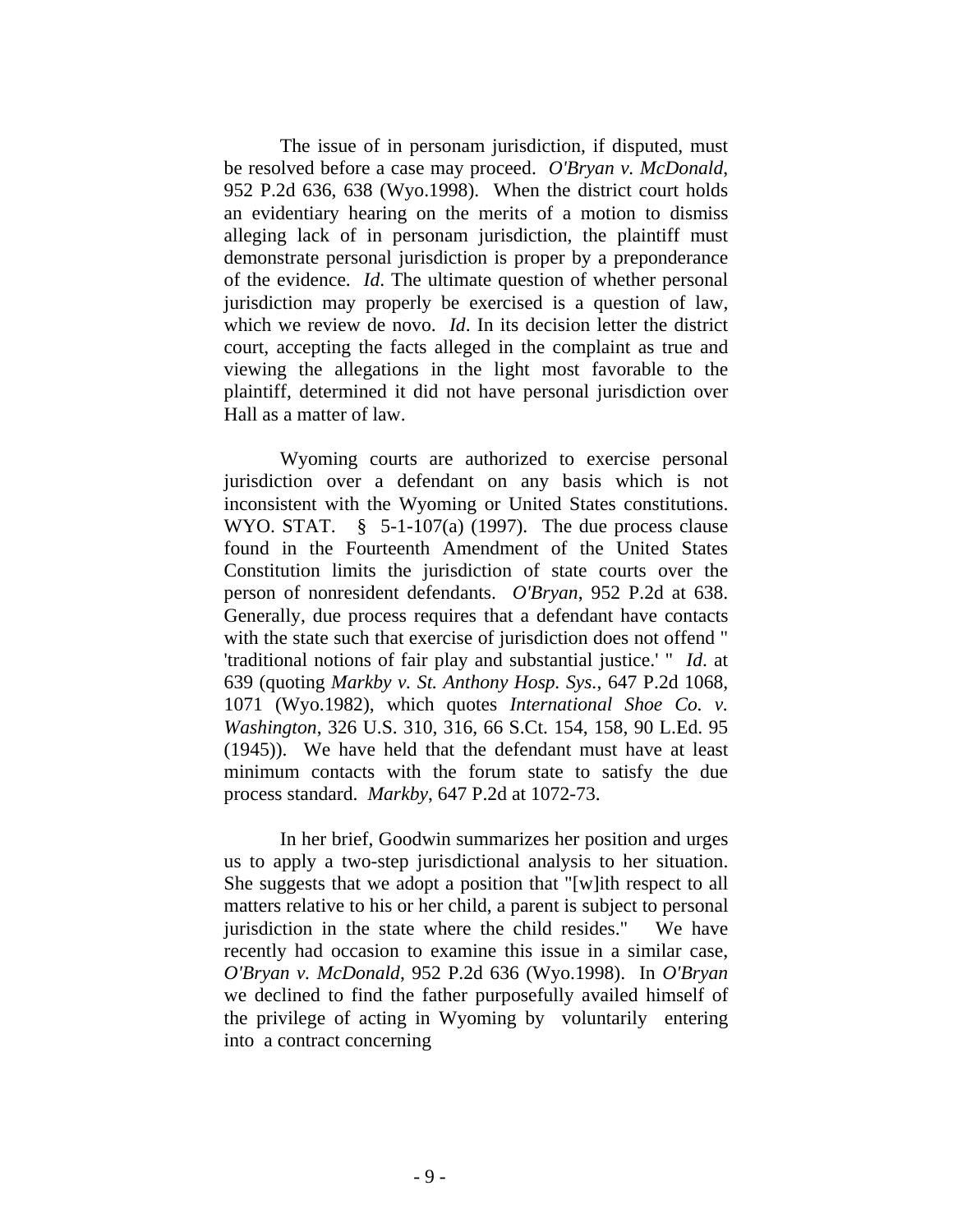The issue of in personam jurisdiction, if disputed, must be resolved before a case may proceed. *O'Bryan v. McDonald*, 952 P.2d 636, 638 (Wyo.1998). When the district court holds an evidentiary hearing on the merits of a motion to dismiss alleging lack of in personam jurisdiction, the plaintiff must demonstrate personal jurisdiction is proper by a preponderance of the evidence. *Id*. The ultimate question of whether personal jurisdiction may properly be exercised is a question of law, which we review de novo. *Id*. In its decision letter the district court, accepting the facts alleged in the complaint as true and viewing the allegations in the light most favorable to the plaintiff, determined it did not have personal jurisdiction over Hall as a matter of law.

Wyoming courts are authorized to exercise personal jurisdiction over a defendant on any basis which is not inconsistent with the Wyoming or United States constitutions. WYO. STAT. § 5-1-107(a) (1997). The due process clause found in the Fourteenth Amendment of the United States Constitution limits the jurisdiction of state courts over the person of nonresident defendants. *O'Bryan*, 952 P.2d at 638. Generally, due process requires that a defendant have contacts with the state such that exercise of jurisdiction does not offend " 'traditional notions of fair play and substantial justice.' " *Id*. at 639 (quoting *Markby v. St. Anthony Hosp. Sys.*, 647 P.2d 1068, 1071 (Wyo.1982), which quotes *International Shoe Co. v. Washington*, 326 U.S. 310, 316, 66 S.Ct. 154, 158, 90 L.Ed. 95 (1945)). We have held that the defendant must have at least minimum contacts with the forum state to satisfy the due process standard. *Markby*, 647 P.2d at 1072-73.

In her brief, Goodwin summarizes her position and urges us to apply a two-step jurisdictional analysis to her situation. She suggests that we adopt a position that "[w]ith respect to all matters relative to his or her child, a parent is subject to personal jurisdiction in the state where the child resides." We have recently had occasion to examine this issue in a similar case, *O'Bryan v. McDonald*, 952 P.2d 636 (Wyo.1998). In *O'Bryan* we declined to find the father purposefully availed himself of the privilege of acting in Wyoming by voluntarily entering into a contract concerning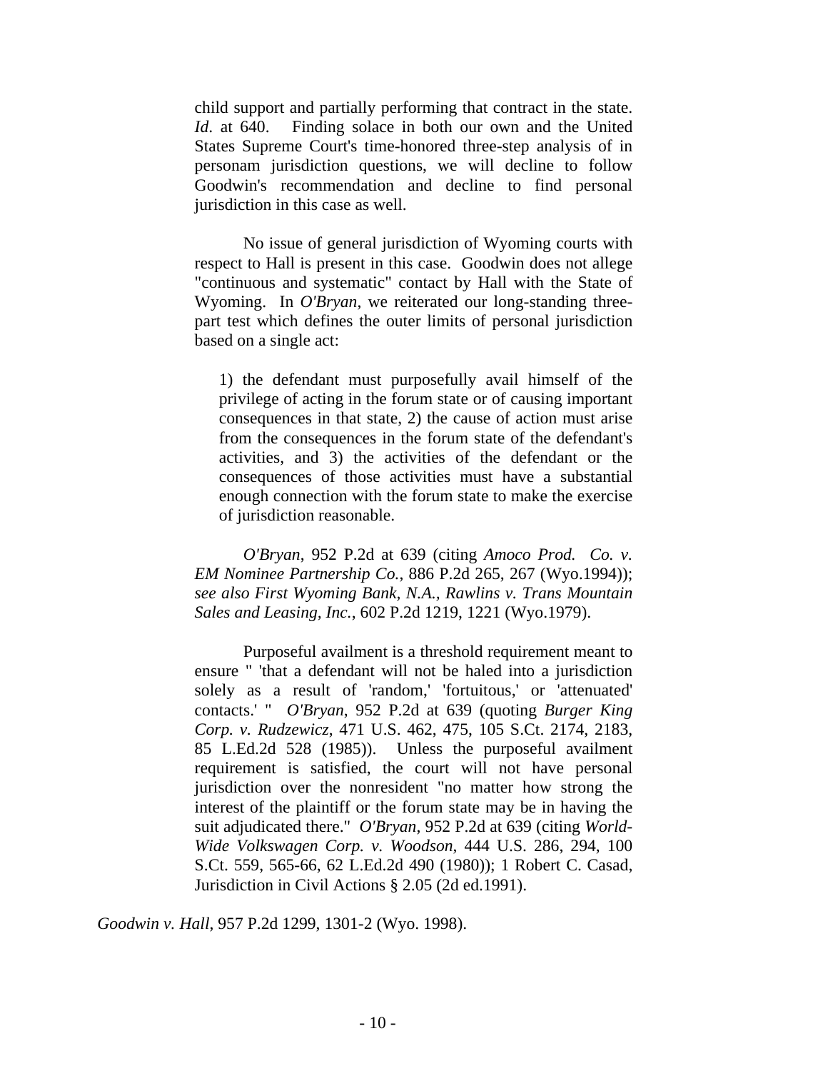> child support and partially performing that contract in the state. *Id*. at 640. Finding solace in both our own and the United States Supreme Court's time-honored three-step analysis of in personam jurisdiction questions, we will decline to follow Goodwin's recommendation and decline to find personal jurisdiction in this case as well.
>
> No issue of general jurisdiction of Wyoming courts with respect to Hall is present in this case. Goodwin does not allege "continuous and systematic" contact by Hall with the State of Wyoming. In *O'Bryan*, we reiterated our long-standing three-part test which defines the outer limits of personal jurisdiction based on a single act:
>
>> 1) the defendant must purposefully avail himself of the privilege of acting in the forum state or of causing important consequences in that state, 2) the cause of action must arise from the consequences in the forum state of the defendant's activities, and 3) the activities of the defendant or the consequences of those activities must have a substantial enough connection with the forum state to make the exercise of jurisdiction reasonable.
>
> *O'Bryan*, 952 P.2d at 639 (citing *Amoco Prod. Co. v. EM Nominee Partnership Co.*, 886 P.2d 265, 267 (Wyo.1994)); *see also First Wyoming Bank, N.A., Rawlins v. Trans Mountain Sales and Leasing, Inc.*, 602 P.2d 1219, 1221 (Wyo.1979).
>
> Purposeful availment is a threshold requirement meant to ensure " 'that a defendant will not be haled into a jurisdiction solely as a result of 'random,' 'fortuitous,' or 'attenuated' contacts.' " *O'Bryan*, 952 P.2d at 639 (quoting *Burger King Corp. v. Rudzewicz*, 471 U.S. 462, 475, 105 S.Ct. 2174, 2183, 85 L.Ed.2d 528 (1985)). Unless the purposeful availment requirement is satisfied, the court will not have personal jurisdiction over the nonresident "no matter how strong the interest of the plaintiff or the forum state may be in having the suit adjudicated there." *O'Bryan*, 952 P.2d at 639 (citing *World-Wide Volkswagen Corp. v. Woodson*, 444 U.S. 286, 294, 100 S.Ct. 559, 565-66, 62 L.Ed.2d 490 (1980)); 1 Robert C. Casad, Jurisdiction in Civil Actions § 2.05 (2d ed.1991).

*Goodwin v. Hall*, 957 P.2d 1299, 1301-2 (Wyo. 1998).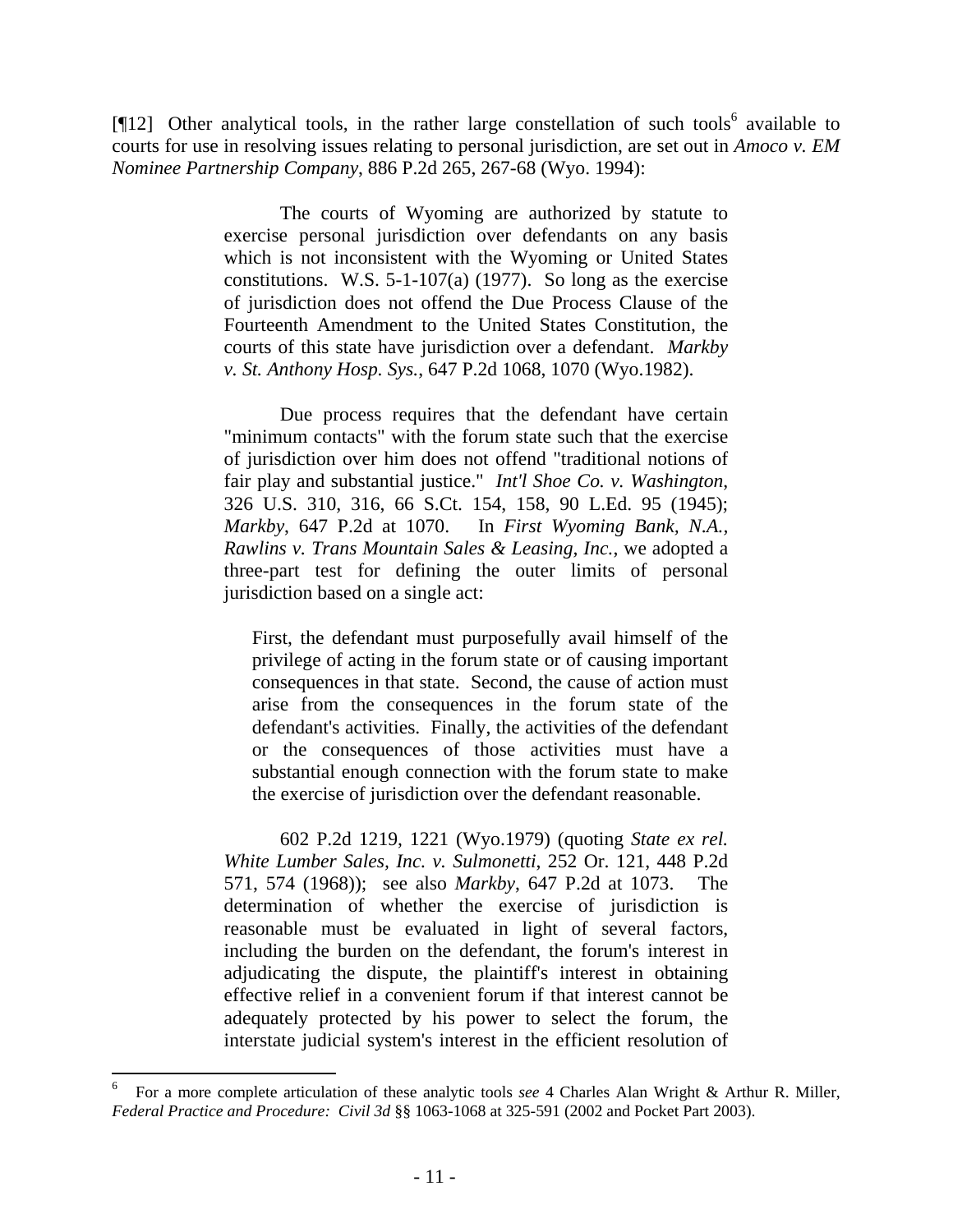[¶12] Other analytical tools, in the rather large constellation of such tools[6] available to courts for use in resolving issues relating to personal jurisdiction, are set out in *Amoco v. EM Nominee Partnership Company*, 886 P.2d 265, 267-68 (Wyo. 1994):

> The courts of Wyoming are authorized by statute to exercise personal jurisdiction over defendants on any basis which is not inconsistent with the Wyoming or United States constitutions. W.S. 5-1-107(a) (1977). So long as the exercise of jurisdiction does not offend the Due Process Clause of the Fourteenth Amendment to the United States Constitution, the courts of this state have jurisdiction over a defendant. *Markby v. St. Anthony Hosp. Sys.*, 647 P.2d 1068, 1070 (Wyo.1982).
>
> Due process requires that the defendant have certain "minimum contacts" with the forum state such that the exercise of jurisdiction over him does not offend "traditional notions of fair play and substantial justice." *Int'l Shoe Co. v. Washington*, 326 U.S. 310, 316, 66 S.Ct. 154, 158, 90 L.Ed. 95 (1945); *Markby*, 647 P.2d at 1070. In *First Wyoming Bank, N.A., Rawlins v. Trans Mountain Sales & Leasing, Inc.*, we adopted a three-part test for defining the outer limits of personal jurisdiction based on a single act:
>
>> First, the defendant must purposefully avail himself of the privilege of acting in the forum state or of causing important consequences in that state. Second, the cause of action must arise from the consequences in the forum state of the defendant's activities. Finally, the activities of the defendant or the consequences of those activities must have a substantial enough connection with the forum state to make the exercise of jurisdiction over the defendant reasonable.
>
> 602 P.2d 1219, 1221 (Wyo.1979) (quoting *State ex rel. White Lumber Sales, Inc. v. Sulmonetti*, 252 Or. 121, 448 P.2d 571, 574 (1968)); see also *Markby*, 647 P.2d at 1073. The determination of whether the exercise of jurisdiction is reasonable must be evaluated in light of several factors, including the burden on the defendant, the forum's interest in adjudicating the dispute, the plaintiff's interest in obtaining effective relief in a convenient forum if that interest cannot be adequately protected by his power to select the forum, the interstate judicial system's interest in the efficient resolution of

---

[6] For a more complete articulation of these analytic tools *see* 4 Charles Alan Wright & Arthur R. Miller, *Federal Practice and Procedure: Civil 3d* §§ 1063-1068 at 325-591 (2002 and Pocket Part 2003).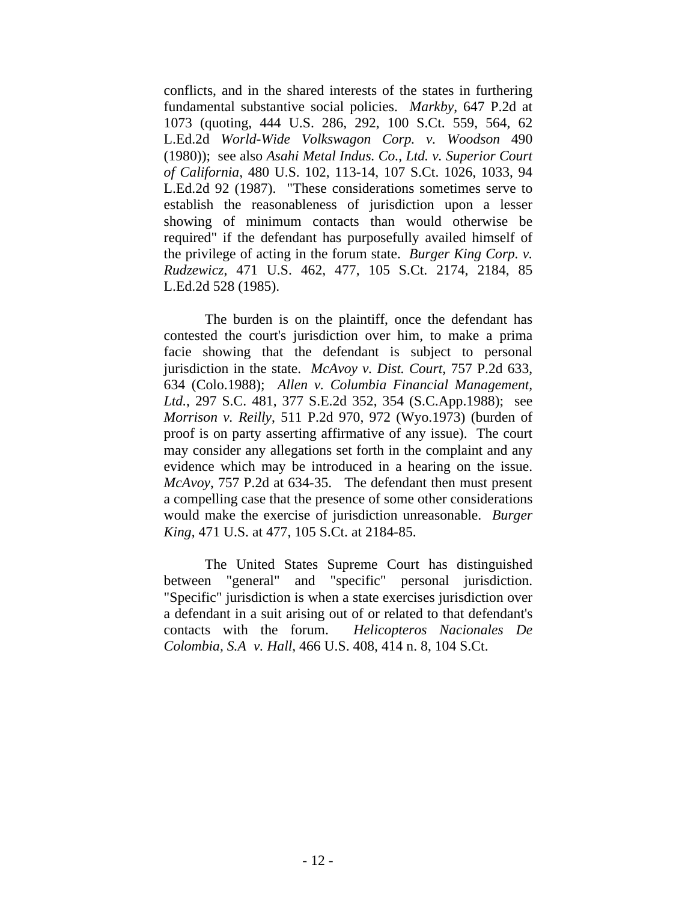conflicts, and in the shared interests of the states in furthering fundamental substantive social policies. *Markby*, 647 P.2d at 1073 (quoting, 444 U.S. 286, 292, 100 S.Ct. 559, 564, 62 L.Ed.2d *World-Wide Volkswagon Corp. v. Woodson* 490 (1980)); see also *Asahi Metal Indus. Co., Ltd. v. Superior Court of California*, 480 U.S. 102, 113-14, 107 S.Ct. 1026, 1033, 94 L.Ed.2d 92 (1987). "These considerations sometimes serve to establish the reasonableness of jurisdiction upon a lesser showing of minimum contacts than would otherwise be required" if the defendant has purposefully availed himself of the privilege of acting in the forum state. *Burger King Corp. v. Rudzewicz*, 471 U.S. 462, 477, 105 S.Ct. 2174, 2184, 85 L.Ed.2d 528 (1985).

The burden is on the plaintiff, once the defendant has contested the court's jurisdiction over him, to make a prima facie showing that the defendant is subject to personal jurisdiction in the state. *McAvoy v. Dist. Court*, 757 P.2d 633, 634 (Colo.1988); *Allen v. Columbia Financial Management, Ltd.*, 297 S.C. 481, 377 S.E.2d 352, 354 (S.C.App.1988); see *Morrison v. Reilly*, 511 P.2d 970, 972 (Wyo.1973) (burden of proof is on party asserting affirmative of any issue). The court may consider any allegations set forth in the complaint and any evidence which may be introduced in a hearing on the issue. *McAvoy*, 757 P.2d at 634-35. The defendant then must present a compelling case that the presence of some other considerations would make the exercise of jurisdiction unreasonable. *Burger King*, 471 U.S. at 477, 105 S.Ct. at 2184-85.

The United States Supreme Court has distinguished between "general" and "specific" personal jurisdiction. "Specific" jurisdiction is when a state exercises jurisdiction over a defendant in a suit arising out of or related to that defendant's contacts with the forum. *Helicopteros Nacionales De Colombia, S.A v. Hall*, 466 U.S. 408, 414 n. 8, 104 S.Ct.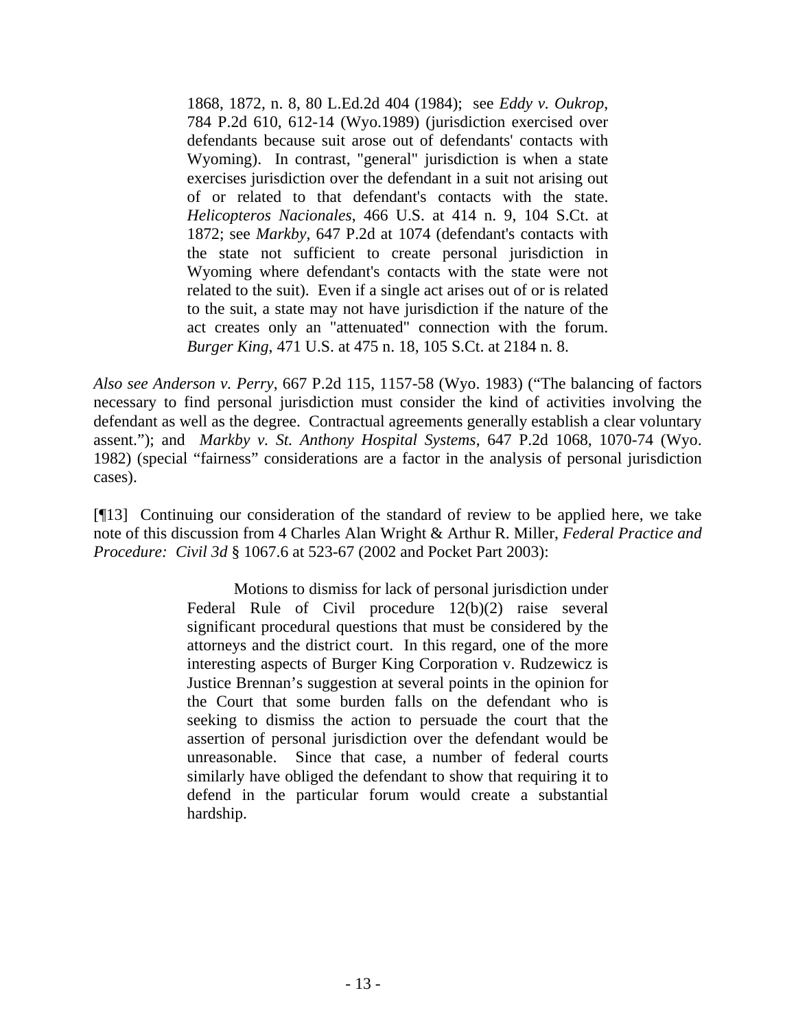> 1868, 1872, n. 8, 80 L.Ed.2d 404 (1984); see *Eddy v. Oukrop*, 784 P.2d 610, 612-14 (Wyo.1989) (jurisdiction exercised over defendants because suit arose out of defendants' contacts with Wyoming). In contrast, "general" jurisdiction is when a state exercises jurisdiction over the defendant in a suit not arising out of or related to that defendant's contacts with the state. *Helicopteros Nacionales*, 466 U.S. at 414 n. 9, 104 S.Ct. at 1872; see *Markby*, 647 P.2d at 1074 (defendant's contacts with the state not sufficient to create personal jurisdiction in Wyoming where defendant's contacts with the state were not related to the suit). Even if a single act arises out of or is related to the suit, a state may not have jurisdiction if the nature of the act creates only an "attenuated" connection with the forum. *Burger King*, 471 U.S. at 475 n. 18, 105 S.Ct. at 2184 n. 8.

*Also see Anderson v. Perry*, 667 P.2d 115, 1157-58 (Wyo. 1983) ("The balancing of factors necessary to find personal jurisdiction must consider the kind of activities involving the defendant as well as the degree. Contractual agreements generally establish a clear voluntary assent."); and *Markby v. St. Anthony Hospital Systems*, 647 P.2d 1068, 1070-74 (Wyo. 1982) (special "fairness" considerations are a factor in the analysis of personal jurisdiction cases).

[¶13] Continuing our consideration of the standard of review to be applied here, we take note of this discussion from 4 Charles Alan Wright & Arthur R. Miller, *Federal Practice and Procedure: Civil 3d* § 1067.6 at 523-67 (2002 and Pocket Part 2003):

> Motions to dismiss for lack of personal jurisdiction under Federal Rule of Civil procedure 12(b)(2) raise several significant procedural questions that must be considered by the attorneys and the district court. In this regard, one of the more interesting aspects of Burger King Corporation v. Rudzewicz is Justice Brennan's suggestion at several points in the opinion for the Court that some burden falls on the defendant who is seeking to dismiss the action to persuade the court that the assertion of personal jurisdiction over the defendant would be unreasonable. Since that case, a number of federal courts similarly have obliged the defendant to show that requiring it to defend in the particular forum would create a substantial hardship.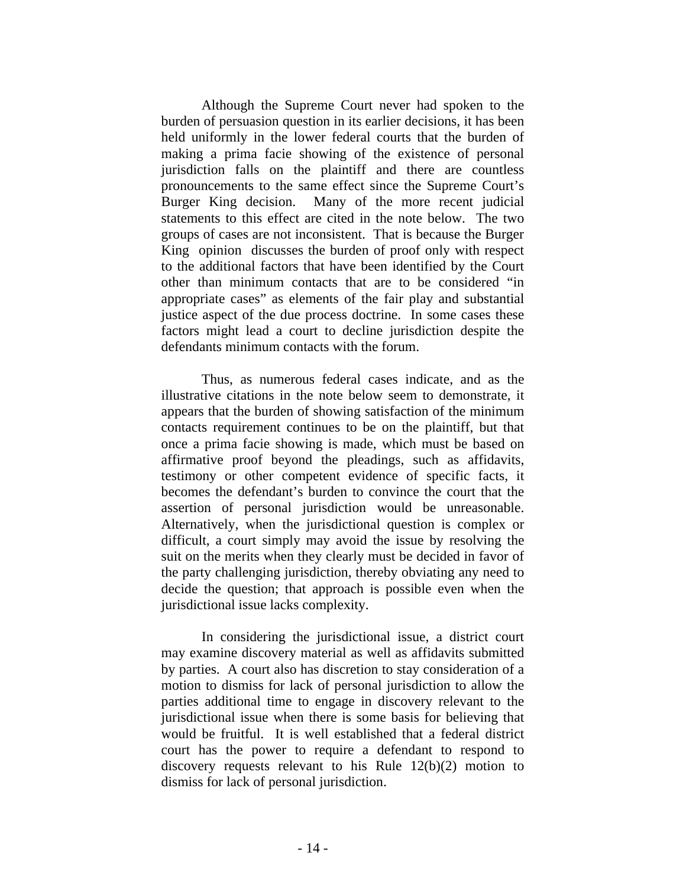Although the Supreme Court never had spoken to the burden of persuasion question in its earlier decisions, it has been held uniformly in the lower federal courts that the burden of making a prima facie showing of the existence of personal jurisdiction falls on the plaintiff and there are countless pronouncements to the same effect since the Supreme Court's Burger King decision. Many of the more recent judicial statements to this effect are cited in the note below. The two groups of cases are not inconsistent. That is because the Burger King opinion discusses the burden of proof only with respect to the additional factors that have been identified by the Court other than minimum contacts that are to be considered "in appropriate cases" as elements of the fair play and substantial justice aspect of the due process doctrine. In some cases these factors might lead a court to decline jurisdiction despite the defendants minimum contacts with the forum.

Thus, as numerous federal cases indicate, and as the illustrative citations in the note below seem to demonstrate, it appears that the burden of showing satisfaction of the minimum contacts requirement continues to be on the plaintiff, but that once a prima facie showing is made, which must be based on affirmative proof beyond the pleadings, such as affidavits, testimony or other competent evidence of specific facts, it becomes the defendant's burden to convince the court that the assertion of personal jurisdiction would be unreasonable. Alternatively, when the jurisdictional question is complex or difficult, a court simply may avoid the issue by resolving the suit on the merits when they clearly must be decided in favor of the party challenging jurisdiction, thereby obviating any need to decide the question; that approach is possible even when the jurisdictional issue lacks complexity.

In considering the jurisdictional issue, a district court may examine discovery material as well as affidavits submitted by parties. A court also has discretion to stay consideration of a motion to dismiss for lack of personal jurisdiction to allow the parties additional time to engage in discovery relevant to the jurisdictional issue when there is some basis for believing that would be fruitful. It is well established that a federal district court has the power to require a defendant to respond to discovery requests relevant to his Rule 12(b)(2) motion to dismiss for lack of personal jurisdiction.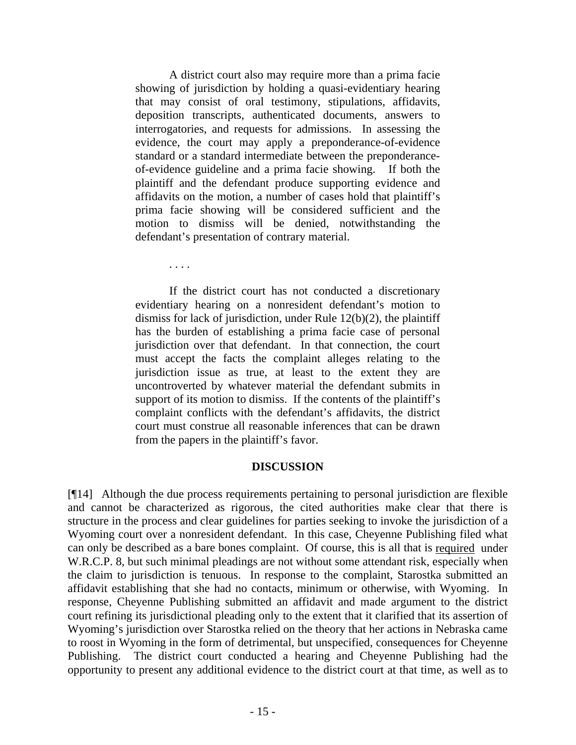> A district court also may require more than a prima facie showing of jurisdiction by holding a quasi-evidentiary hearing that may consist of oral testimony, stipulations, affidavits, deposition transcripts, authenticated documents, answers to interrogatories, and requests for admissions. In assessing the evidence, the court may apply a preponderance-of-evidence standard or a standard intermediate between the preponderance-of-evidence guideline and a prima facie showing. If both the plaintiff and the defendant produce supporting evidence and affidavits on the motion, a number of cases hold that plaintiff's prima facie showing will be considered sufficient and the motion to dismiss will be denied, notwithstanding the defendant's presentation of contrary material.
>
> . . . .
>
> If the district court has not conducted a discretionary evidentiary hearing on a nonresident defendant's motion to dismiss for lack of jurisdiction, under Rule 12(b)(2), the plaintiff has the burden of establishing a prima facie case of personal jurisdiction over that defendant. In that connection, the court must accept the facts the complaint alleges relating to the jurisdiction issue as true, at least to the extent they are uncontroverted by whatever material the defendant submits in support of its motion to dismiss. If the contents of the plaintiff's complaint conflicts with the defendant's affidavits, the district court must construe all reasonable inferences that can be drawn from the papers in the plaintiff's favor.

## DISCUSSION

[¶14] Although the due process requirements pertaining to personal jurisdiction are flexible and cannot be characterized as rigorous, the cited authorities make clear that there is structure in the process and clear guidelines for parties seeking to invoke the jurisdiction of a Wyoming court over a nonresident defendant. In this case, Cheyenne Publishing filed what can only be described as a bare bones complaint. Of course, this is all that is <u>required</u> under W.R.C.P. 8, but such minimal pleadings are not without some attendant risk, especially when the claim to jurisdiction is tenuous. In response to the complaint, Starostka submitted an affidavit establishing that she had no contacts, minimum or otherwise, with Wyoming. In response, Cheyenne Publishing submitted an affidavit and made argument to the district court refining its jurisdictional pleading only to the extent that it clarified that its assertion of Wyoming's jurisdiction over Starostka relied on the theory that her actions in Nebraska came to roost in Wyoming in the form of detrimental, but unspecified, consequences for Cheyenne Publishing. The district court conducted a hearing and Cheyenne Publishing had the opportunity to present any additional evidence to the district court at that time, as well as to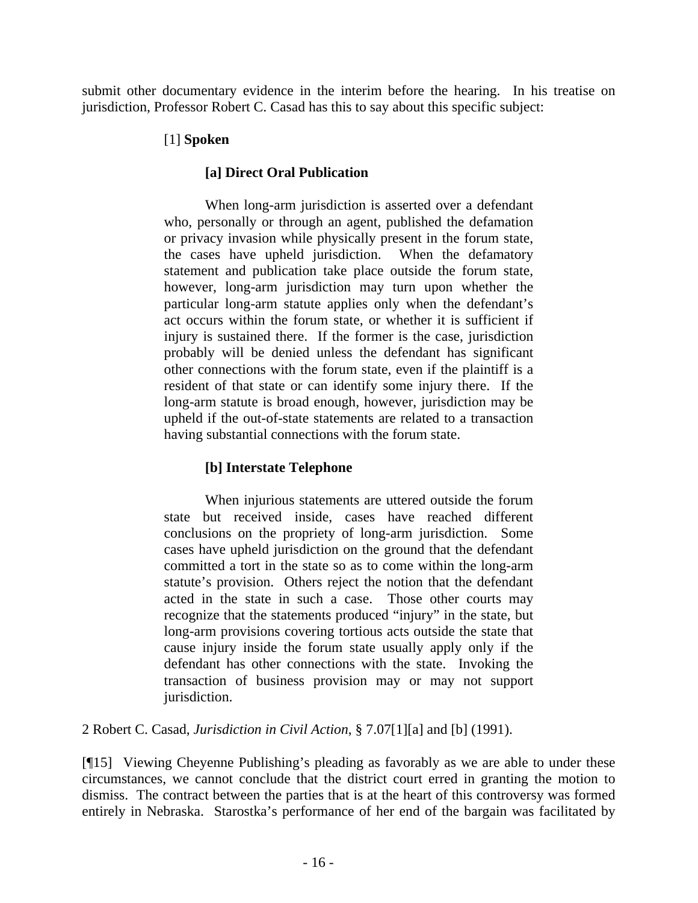submit other documentary evidence in the interim before the hearing. In his treatise on jurisdiction, Professor Robert C. Casad has this to say about this specific subject:

> [1] **Spoken**
>
> **[a] Direct Oral Publication**
>
> When long-arm jurisdiction is asserted over a defendant who, personally or through an agent, published the defamation or privacy invasion while physically present in the forum state, the cases have upheld jurisdiction. When the defamatory statement and publication take place outside the forum state, however, long-arm jurisdiction may turn upon whether the particular long-arm statute applies only when the defendant's act occurs within the forum state, or whether it is sufficient if injury is sustained there. If the former is the case, jurisdiction probably will be denied unless the defendant has significant other connections with the forum state, even if the plaintiff is a resident of that state or can identify some injury there. If the long-arm statute is broad enough, however, jurisdiction may be upheld if the out-of-state statements are related to a transaction having substantial connections with the forum state.
>
> **[b] Interstate Telephone**
>
> When injurious statements are uttered outside the forum state but received inside, cases have reached different conclusions on the propriety of long-arm jurisdiction. Some cases have upheld jurisdiction on the ground that the defendant committed a tort in the state so as to come within the long-arm statute's provision. Others reject the notion that the defendant acted in the state in such a case. Those other courts may recognize that the statements produced "injury" in the state, but long-arm provisions covering tortious acts outside the state that cause injury inside the forum state usually apply only if the defendant has other connections with the state. Invoking the transaction of business provision may or may not support jurisdiction.

2 Robert C. Casad, *Jurisdiction in Civil Action*, § 7.07[1][a] and [b] (1991).

[¶15] Viewing Cheyenne Publishing's pleading as favorably as we are able to under these circumstances, we cannot conclude that the district court erred in granting the motion to dismiss. The contract between the parties that is at the heart of this controversy was formed entirely in Nebraska. Starostka's performance of her end of the bargain was facilitated by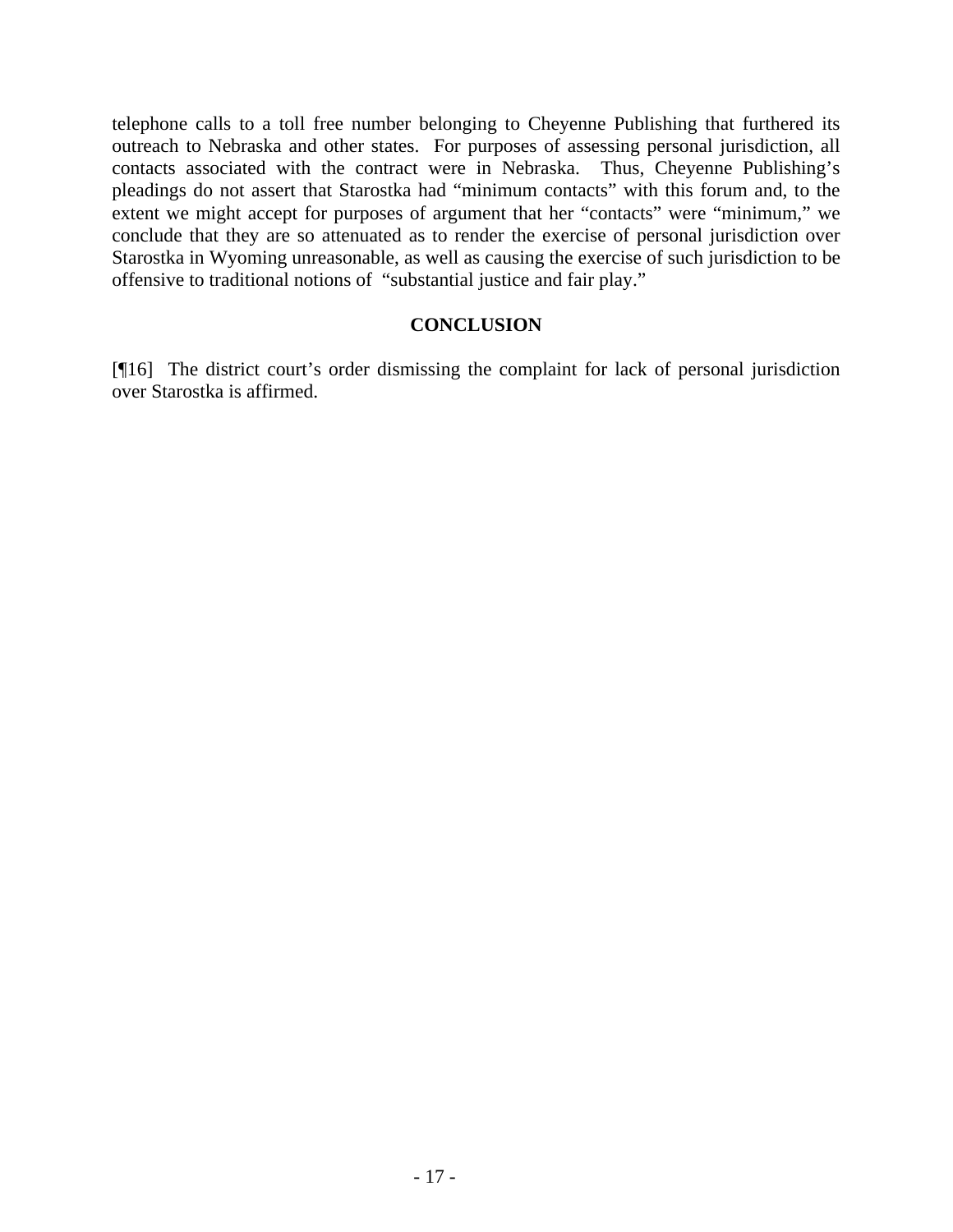telephone calls to a toll free number belonging to Cheyenne Publishing that furthered its outreach to Nebraska and other states. For purposes of assessing personal jurisdiction, all contacts associated with the contract were in Nebraska. Thus, Cheyenne Publishing's pleadings do not assert that Starostka had "minimum contacts" with this forum and, to the extent we might accept for purposes of argument that her "contacts" were "minimum," we conclude that they are so attenuated as to render the exercise of personal jurisdiction over Starostka in Wyoming unreasonable, as well as causing the exercise of such jurisdiction to be offensive to traditional notions of "substantial justice and fair play."

## CONCLUSION

[¶16] The district court's order dismissing the complaint for lack of personal jurisdiction over Starostka is affirmed.